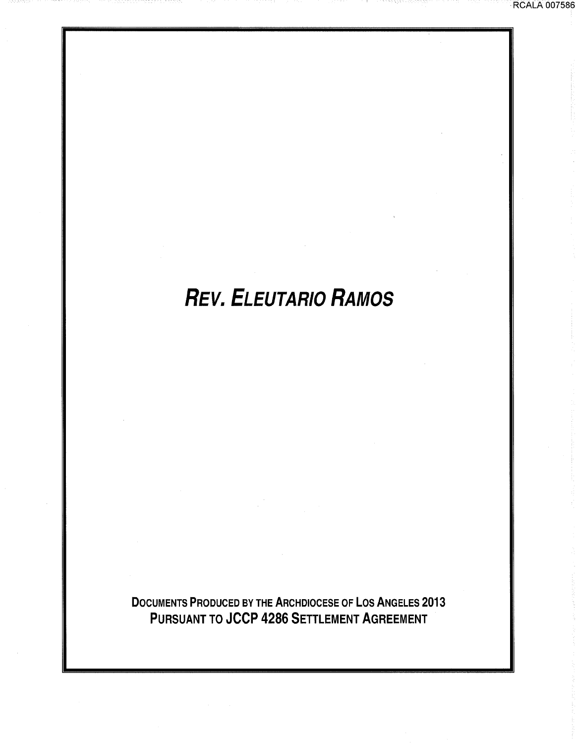# *REV. ELEUTARIO RAMOS*

**DOCUMENTS PRODUCED BY THE ARCHDIOCESE OF LOS ANGELES 2013**
**PURSUANT TO JCCP 4286 SETTLEMENT AGREEMENT**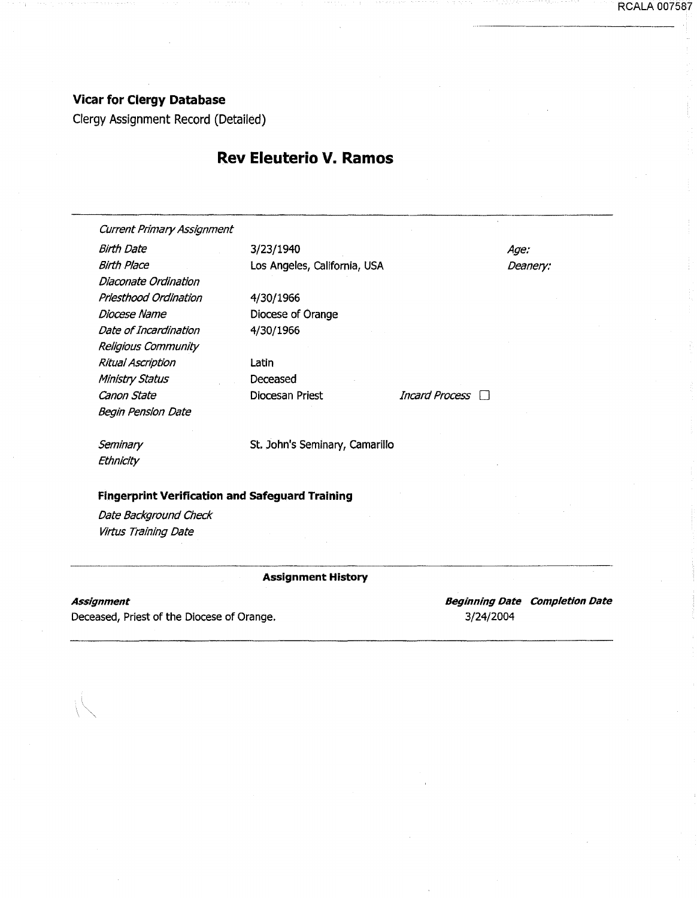**Vicar for Clergy Database**

Clergy Assignment Record (Detailed)

## Rev Eleuterio V. Ramos

---

| *Current Primary Assignment* | | | |
|---|---|---|---|
| *Birth Date* | 3/23/1940 | | *Age:* |
| *Birth Place* | Los Angeles, California, USA | | *Deanery:* |
| *Diaconate Ordination* | | | |
| *Priesthood Ordination* | 4/30/1966 | | |
| *Diocese Name* | Diocese of Orange | | |
| *Date of Incardination* | 4/30/1966 | | |
| *Religious Community* | | | |
| *Ritual Ascription* | Latin | | |
| *Ministry Status* | Deceased | | |
| *Canon State* | Diocesan Priest | *Incard Process* ☐ | |
| *Begin Pension Date* | | | |
| *Seminary* | St. John's Seminary, Camarillo | | |
| *Ethnicity* | | | |

**Fingerprint Verification and Safeguard Training**

*Date Background Check*

*Virtus Training Date*

---

**Assignment History**

| ***Assignment*** | ***Beginning Date*** | ***Completion Date*** |
|---|---|---|
| Deceased, Priest of the Diocese of Orange. | 3/24/2004 | |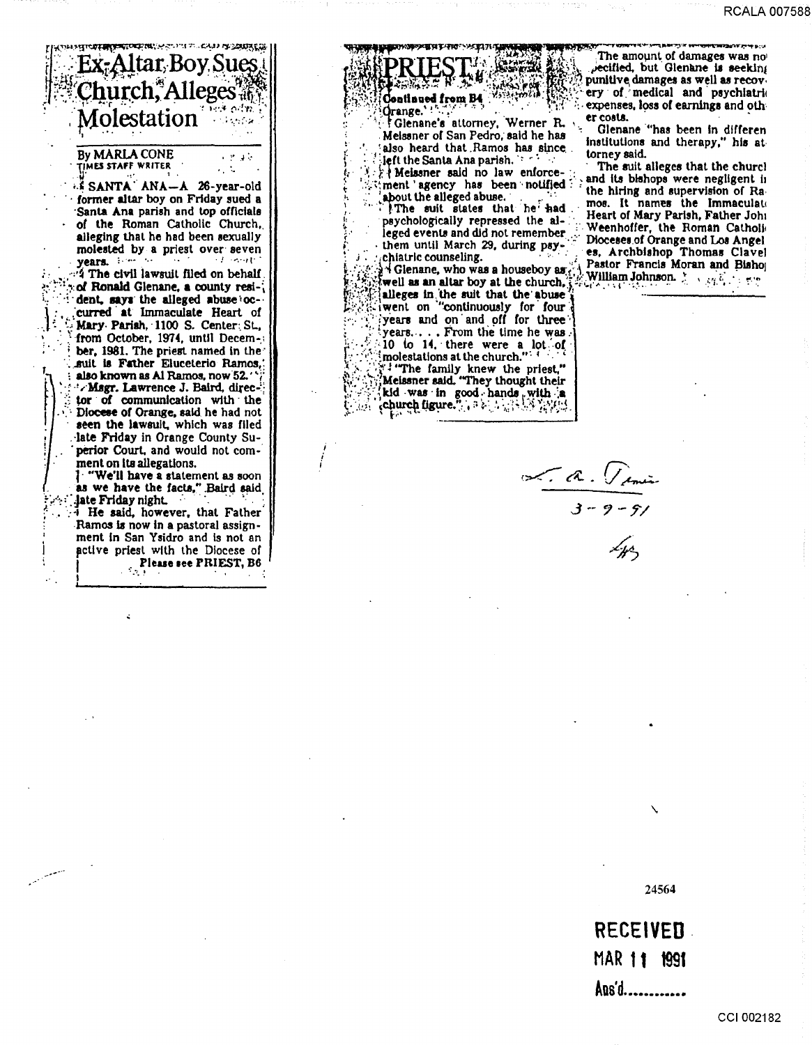# Ex-Altar Boy Sues Church, Alleges Molestation

By MARLA CONE
TIMES STAFF WRITER

SANTA ANA—A 26-year-old former altar boy on Friday sued a Santa Ana parish and top officials of the Roman Catholic Church, alleging that he had been sexually molested by a priest over seven years.

The civil lawsuit filed on behalf of Ronald Glenane, a county resident, says the alleged abuse occurred at Immaculate Heart of Mary Parish, 1100 S. Center St., from October, 1974, until December, 1981. The priest named in the suit is Father Eluceterio Ramos, also known as Al Ramos, now 52.

Msgr. Lawrence J. Baird, director of communication with the Diocese of Orange, said he had not seen the lawsuit, which was filed late Friday in Orange County Superior Court, and would not comment on its allegations.

"We'll have a statement as soon as we have the facts," Baird said late Friday night.

He said, however, that Father Ramos is now in a pastoral assignment in San Ysidro and is not an active priest with the Diocese of

Please see PRIEST, B6

## PRIEST

Continued from B4

Orange.

Glenane's attorney, Werner R. Meissner of San Pedro, said he has also heard that Ramos has since left the Santa Ana parish.

Meissner said no law enforcement agency has been notified about the alleged abuse.

The suit states that he had psychologically repressed the alleged events and did not remember them until March 29, during psychiatric counseling.

Glenane, who was a houseboy as well as an altar boy at the church, alleges in the suit that the abuse went on "continuously for four years and on and off for three years. . . . From the time he was 10 to 14, there were a lot of molestations at the church."

"The family knew the priest," Meissner said. "They thought their kid was in good hands with a church figure."

The amount of damages was not specified, but Glenane is seeking punitive damages as well as recovery of medical and psychiatric expenses, loss of earnings and other costs.

Glenane "has been in different institutions and therapy," his attorney said.

The suit alleges that the church and its bishops were negligent in the hiring and supervision of Ramos. It names the Immaculate Heart of Mary Parish, Father John Weenhoffer, the Roman Catholic Dioceses of Orange and Los Angeles, Archbishop Thomas Clavel, Pastor Francis Moran and Bishop William Johnson.

L. A. Times
3-9-91

24564

RECEIVED
MAR 11 1991
Ans'd............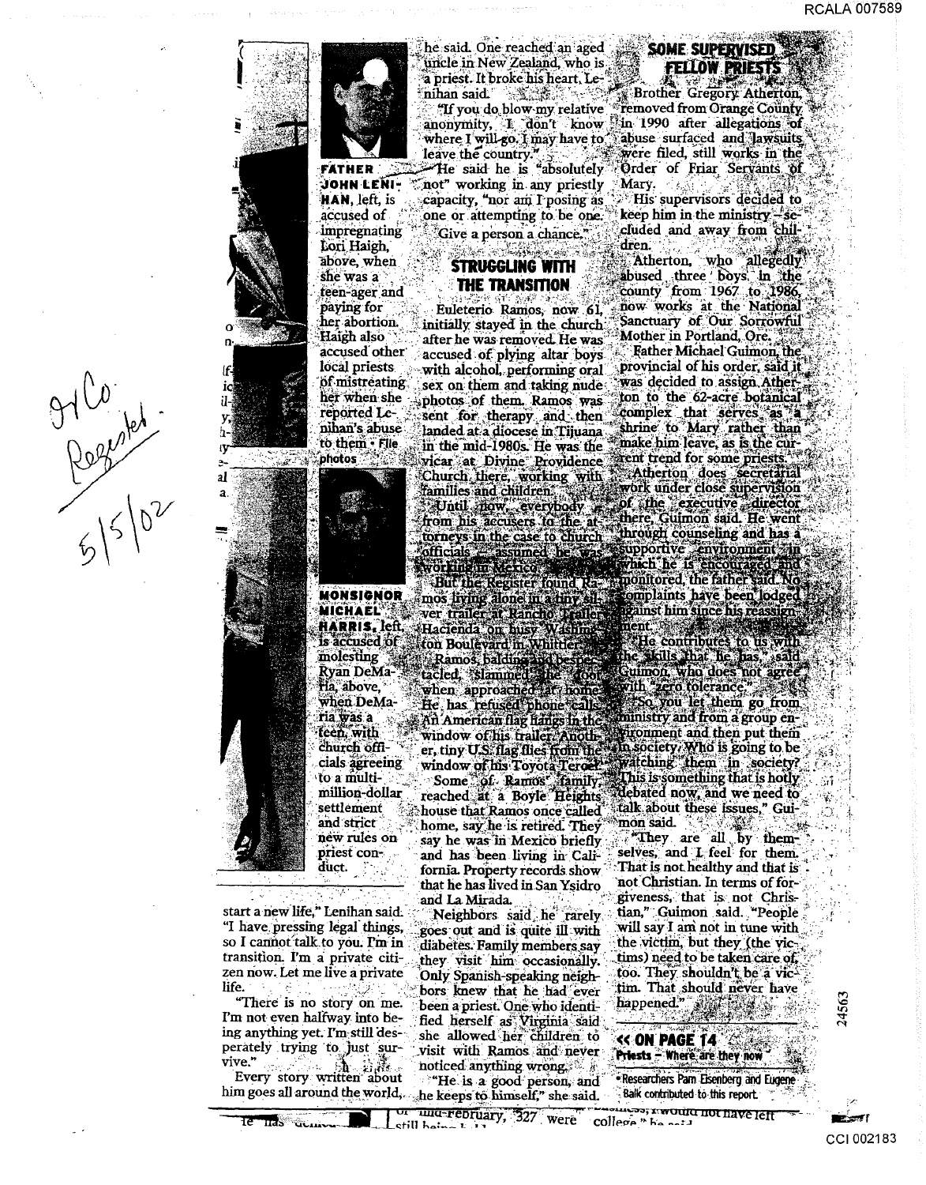**FATHER JOHN LENIHAN**, left, is accused of impregnating Lori Haigh, above, when she was a teen-ager and paying for her abortion. Haigh also accused other local priests of mistreating her when she reported Lenihan's abuse to them • File photos

**MONSIGNOR MICHAEL HARRIS**, left, is accused of molesting Ryan DeMaria, above, when DeMaria was a teen, with church officials agreeing to a multi-million-dollar settlement and strict new rules on priest conduct.

start a new life," Lenihan said. "I have pressing legal things, so I cannot talk to you. I'm in transition. I'm a private citizen now. Let me live a private life.

"There is no story on me. I'm not even halfway into being anything yet. I'm still desperately trying to just survive."

Every story written about him goes all around the world, he said. One reached an aged uncle in New Zealand, who is a priest. It broke his heart, Lenihan said.

"If you do blow my relative anonymity, I don't know where I will go. I may have to leave the country."

He said he is "absolutely not" working in any priestly capacity, "nor am I posing as one or attempting to be one. Give a person a chance."

## STRUGGLING WITH THE TRANSITION

Euleterio Ramos, now 61, initially stayed in the church after he was removed. He was accused of plying altar boys with alcohol, performing oral sex on them and taking nude photos of them. Ramos was sent for therapy and then landed at a diocese in Tijuana in the mid-1980s. He was the vicar at Divine Providence Church there, working with families and children.

Until now, everybody — from his accusers to the attorneys in the case to church officials — assumed he was working in Mexico.

But the Register found Ramos living alone in a tiny silver trailer at Rancho Trailer Hacienda on busy Washington Boulevard in Whittier.

Ramos, balding and bespectacled, slammed the door when approached at home. He has refused phone calls. An American flag hangs in the window of his trailer. Another, tiny U.S. flag flies from the window of his Toyota Tercel.

Some of Ramos' family, reached at a Boyle Heights house that Ramos once called home, say he is retired. They say he was in Mexico briefly and has been living in California. Property records show that he has lived in San Ysidro and La Mirada.

Neighbors said he rarely goes out and is quite ill with diabetes. Family members say they visit him occasionally. Only Spanish-speaking neighbors knew that he had ever been a priest. One who identified herself as Virginia said she allowed her children to visit with Ramos and never noticed anything wrong.

"He is a good person, and he keeps to himself," she said.

## SOME SUPERVISED FELLOW PRIESTS

Brother Gregory Atherton, removed from Orange County in 1990 after allegations of abuse surfaced and lawsuits were filed, still works in the Order of Friar Servants of Mary.

His supervisors decided to keep him in the ministry — secluded and away from children.

Atherton, who allegedly abused three boys in the county from 1967 to 1986, now works at the National Sanctuary of Our Sorrowful Mother in Portland, Ore.

Father Michael Guimon, the provincial of his order, said it was decided to assign Atherton to the 62-acre botanical complex that serves as a shrine to Mary rather than make him leave, as is the current trend for some priests.

Atherton does secretarial work under close supervision of the executive director there, Guimon said. He went through counseling and has a supportive environment in which he is encouraged and monitored, the father said. No complaints have been lodged against him since his reassignment.

"He contributes to us with the skills that he has," said Guimon, who does not agree with "zero tolerance."

"So, you let them go from ministry and from a group environment and then put them in society. Who is going to be watching them in society? This is something that is hotly debated now, and we need to talk about these issues," Guimon said.

"They are all by themselves, and I feel for them. That is not healthy and that is not Christian. In terms of forgiveness, that is not Christian," Guimon said. "People will say I am not in tune with the victim, but they (the victims) need to be taken care of, too. They shouldn't be a victim. That should never have happened."

**<< ON PAGE 14**
**Priests – Where are they now**

• Researchers Pam Eisenberg and Eugene Balk contributed to this report.

OrCo Register 5/5/02